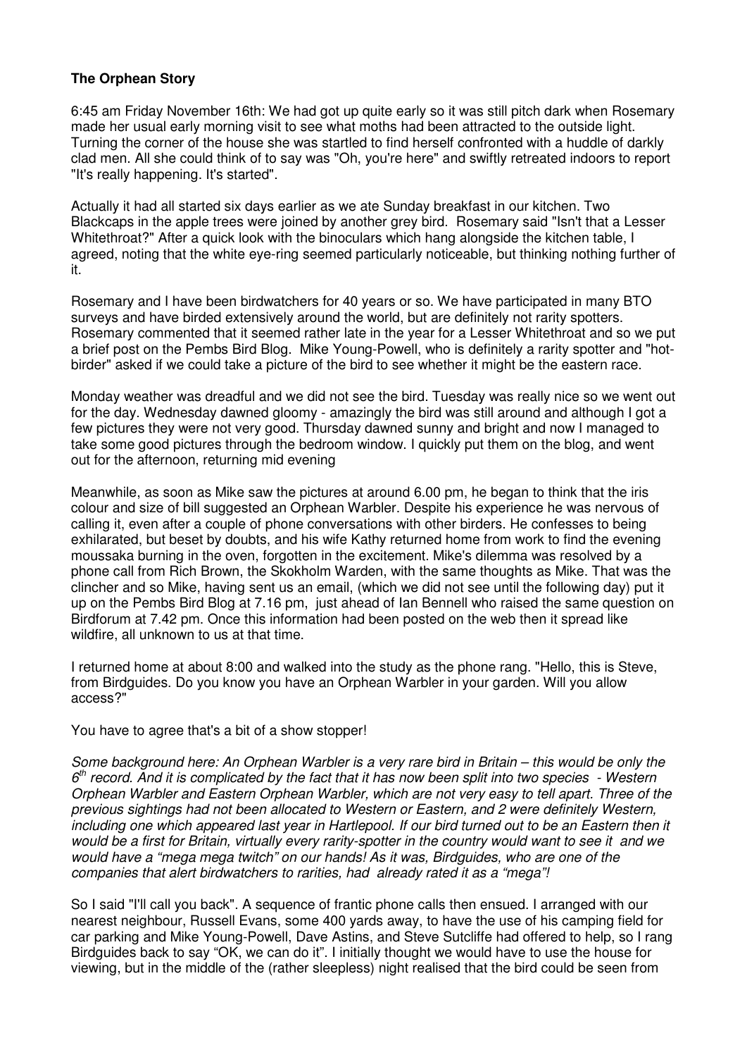**The Orphean Story**

6:45 am Friday November 16th: We had got up quite early so it was still pitch dark when Rosemary made her usual early morning visit to see what moths had been attracted to the outside light. Turning the corner of the house she was startled to find herself confronted with a huddle of darkly clad men. All she could think of to say was "Oh, you're here" and swiftly retreated indoors to report "It's really happening. It's started".

Actually it had all started six days earlier as we ate Sunday breakfast in our kitchen. Two Blackcaps in the apple trees were joined by another grey bird. Rosemary said "Isn't that a Lesser Whitethroat?" After a quick look with the binoculars which hang alongside the kitchen table, I agreed, noting that the white eye-ring seemed particularly noticeable, but thinking nothing further of it.

Rosemary and I have been birdwatchers for 40 years or so. We have participated in many BTO surveys and have birded extensively around the world, but are definitely not rarity spotters. Rosemary commented that it seemed rather late in the year for a Lesser Whitethroat and so we put a brief post on the Pembs Bird Blog. Mike Young-Powell, who is definitely a rarity spotter and "hot-birder" asked if we could take a picture of the bird to see whether it might be the eastern race.

Monday weather was dreadful and we did not see the bird. Tuesday was really nice so we went out for the day. Wednesday dawned gloomy - amazingly the bird was still around and although I got a few pictures they were not very good. Thursday dawned sunny and bright and now I managed to take some good pictures through the bedroom window. I quickly put them on the blog, and went out for the afternoon, returning mid evening

Meanwhile, as soon as Mike saw the pictures at around 6.00 pm, he began to think that the iris colour and size of bill suggested an Orphean Warbler. Despite his experience he was nervous of calling it, even after a couple of phone conversations with other birders. He confesses to being exhilarated, but beset by doubts, and his wife Kathy returned home from work to find the evening moussaka burning in the oven, forgotten in the excitement. Mike's dilemma was resolved by a phone call from Rich Brown, the Skokholm Warden, with the same thoughts as Mike. That was the clincher and so Mike, having sent us an email, (which we did not see until the following day) put it up on the Pembs Bird Blog at 7.16 pm, just ahead of Ian Bennell who raised the same question on Birdforum at 7.42 pm. Once this information had been posted on the web then it spread like wildfire, all unknown to us at that time.

I returned home at about 8:00 and walked into the study as the phone rang. "Hello, this is Steve, from Birdguides. Do you know you have an Orphean Warbler in your garden. Will you allow access?"

You have to agree that's a bit of a show stopper!

*Some background here: An Orphean Warbler is a very rare bird in Britain – this would be only the 6th record. And it is complicated by the fact that it has now been split into two species - Western Orphean Warbler and Eastern Orphean Warbler, which are not very easy to tell apart. Three of the previous sightings had not been allocated to Western or Eastern, and 2 were definitely Western, including one which appeared last year in Hartlepool. If our bird turned out to be an Eastern then it would be a first for Britain, virtually every rarity-spotter in the country would want to see it and we would have a "mega mega twitch" on our hands! As it was, Birdguides, who are one of the companies that alert birdwatchers to rarities, had already rated it as a "mega"!*

So I said "I'll call you back". A sequence of frantic phone calls then ensued. I arranged with our nearest neighbour, Russell Evans, some 400 yards away, to have the use of his camping field for car parking and Mike Young-Powell, Dave Astins, and Steve Sutcliffe had offered to help, so I rang Birdguides back to say "OK, we can do it". I initially thought we would have to use the house for viewing, but in the middle of the (rather sleepless) night realised that the bird could be seen from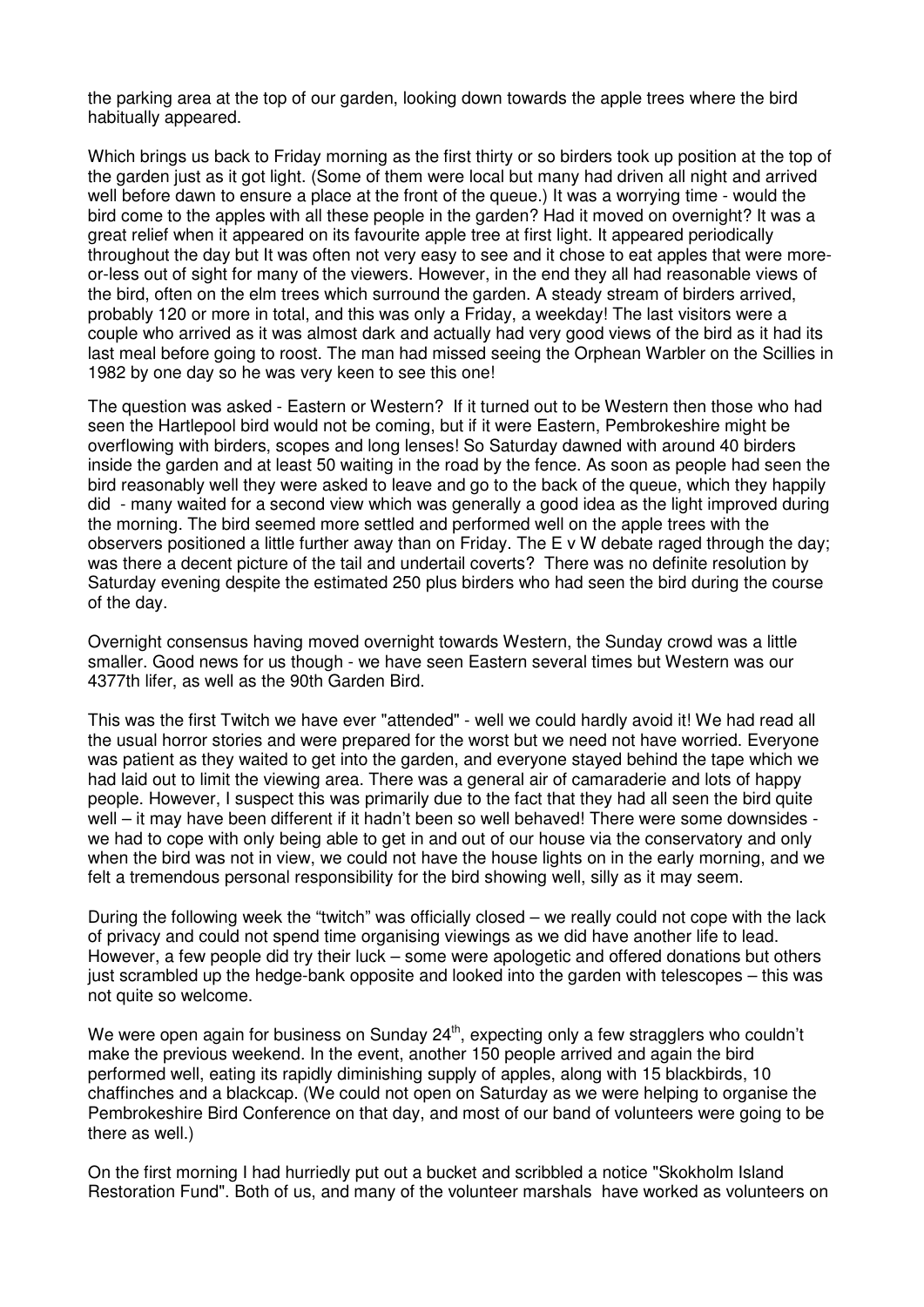the parking area at the top of our garden, looking down towards the apple trees where the bird habitually appeared.

Which brings us back to Friday morning as the first thirty or so birders took up position at the top of the garden just as it got light. (Some of them were local but many had driven all night and arrived well before dawn to ensure a place at the front of the queue.) It was a worrying time - would the bird come to the apples with all these people in the garden? Had it moved on overnight? It was a great relief when it appeared on its favourite apple tree at first light. It appeared periodically throughout the day but It was often not very easy to see and it chose to eat apples that were more-or-less out of sight for many of the viewers. However, in the end they all had reasonable views of the bird, often on the elm trees which surround the garden. A steady stream of birders arrived, probably 120 or more in total, and this was only a Friday, a weekday! The last visitors were a couple who arrived as it was almost dark and actually had very good views of the bird as it had its last meal before going to roost. The man had missed seeing the Orphean Warbler on the Scillies in 1982 by one day so he was very keen to see this one!

The question was asked - Eastern or Western? If it turned out to be Western then those who had seen the Hartlepool bird would not be coming, but if it were Eastern, Pembrokeshire might be overflowing with birders, scopes and long lenses! So Saturday dawned with around 40 birders inside the garden and at least 50 waiting in the road by the fence. As soon as people had seen the bird reasonably well they were asked to leave and go to the back of the queue, which they happily did - many waited for a second view which was generally a good idea as the light improved during the morning. The bird seemed more settled and performed well on the apple trees with the observers positioned a little further away than on Friday. The E v W debate raged through the day; was there a decent picture of the tail and undertail coverts? There was no definite resolution by Saturday evening despite the estimated 250 plus birders who had seen the bird during the course of the day.

Overnight consensus having moved overnight towards Western, the Sunday crowd was a little smaller. Good news for us though - we have seen Eastern several times but Western was our 4377th lifer, as well as the 90th Garden Bird.

This was the first Twitch we have ever "attended" - well we could hardly avoid it! We had read all the usual horror stories and were prepared for the worst but we need not have worried. Everyone was patient as they waited to get into the garden, and everyone stayed behind the tape which we had laid out to limit the viewing area. There was a general air of camaraderie and lots of happy people. However, I suspect this was primarily due to the fact that they had all seen the bird quite well – it may have been different if it hadn't been so well behaved! There were some downsides - we had to cope with only being able to get in and out of our house via the conservatory and only when the bird was not in view, we could not have the house lights on in the early morning, and we felt a tremendous personal responsibility for the bird showing well, silly as it may seem.

During the following week the "twitch" was officially closed – we really could not cope with the lack of privacy and could not spend time organising viewings as we did have another life to lead. However, a few people did try their luck – some were apologetic and offered donations but others just scrambled up the hedge-bank opposite and looked into the garden with telescopes – this was not quite so welcome.

We were open again for business on Sunday 24th, expecting only a few stragglers who couldn't make the previous weekend. In the event, another 150 people arrived and again the bird performed well, eating its rapidly diminishing supply of apples, along with 15 blackbirds, 10 chaffinches and a blackcap. (We could not open on Saturday as we were helping to organise the Pembrokeshire Bird Conference on that day, and most of our band of volunteers were going to be there as well.)

On the first morning I had hurriedly put out a bucket and scribbled a notice "Skokholm Island Restoration Fund". Both of us, and many of the volunteer marshals have worked as volunteers on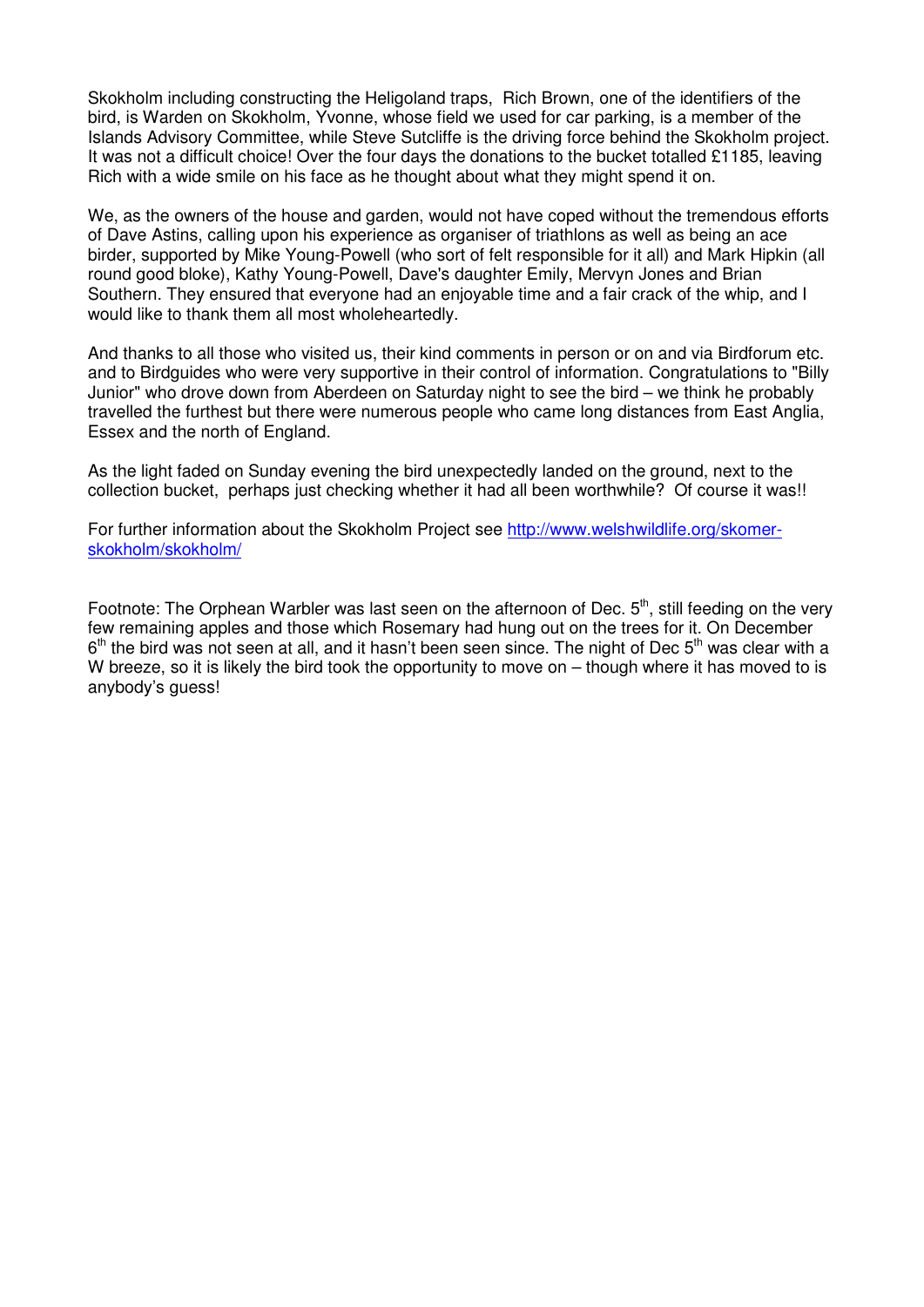Skokholm including constructing the Heligoland traps, Rich Brown, one of the identifiers of the bird, is Warden on Skokholm, Yvonne, whose field we used for car parking, is a member of the Islands Advisory Committee, while Steve Sutcliffe is the driving force behind the Skokholm project. It was not a difficult choice! Over the four days the donations to the bucket totalled £1185, leaving Rich with a wide smile on his face as he thought about what they might spend it on.

We, as the owners of the house and garden, would not have coped without the tremendous efforts of Dave Astins, calling upon his experience as organiser of triathlons as well as being an ace birder, supported by Mike Young-Powell (who sort of felt responsible for it all) and Mark Hipkin (all round good bloke), Kathy Young-Powell, Dave's daughter Emily, Mervyn Jones and Brian Southern. They ensured that everyone had an enjoyable time and a fair crack of the whip, and I would like to thank them all most wholeheartedly.

And thanks to all those who visited us, their kind comments in person or on and via Birdforum etc. and to Birdguides who were very supportive in their control of information. Congratulations to "Billy Junior" who drove down from Aberdeen on Saturday night to see the bird – we think he probably travelled the furthest but there were numerous people who came long distances from East Anglia, Essex and the north of England.

As the light faded on Sunday evening the bird unexpectedly landed on the ground, next to the collection bucket, perhaps just checking whether it had all been worthwhile? Of course it was!!

For further information about the Skokholm Project see [http://www.welshwildlife.org/skomer-skokholm/skokholm/](http://www.welshwildlife.org/skomer-skokholm/skokholm/)

Footnote: The Orphean Warbler was last seen on the afternoon of Dec. 5th, still feeding on the very few remaining apples and those which Rosemary had hung out on the trees for it. On December 6th the bird was not seen at all, and it hasn't been seen since. The night of Dec 5th was clear with a W breeze, so it is likely the bird took the opportunity to move on – though where it has moved to is anybody's guess!